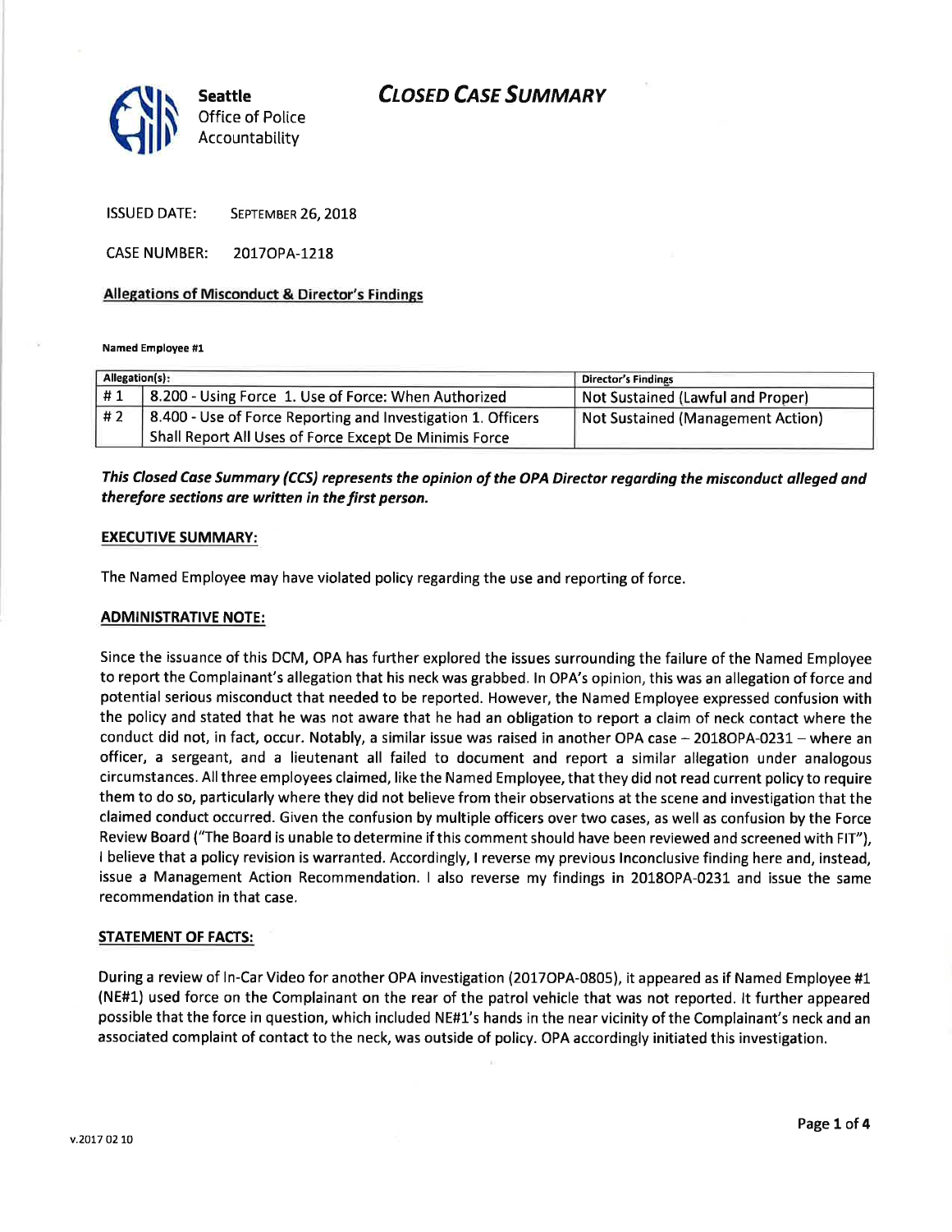**Seattle** Office of Police Accountability

# *CLOSED CASE SUMMARY*

ISSUED DATE: SEPTEMBER 26, 2018

CASE NUMBER: 2017OPA-1218

## Allegations of Misconduct & Director's Findings

**Named Employee #1**

| Allegation(s): | | Director's Findings |
|---|---|---|
| # 1 | 8.200 - Using Force 1. Use of Force: When Authorized | Not Sustained (Lawful and Proper) |
| # 2 | 8.400 - Use of Force Reporting and Investigation 1. Officers Shall Report All Uses of Force Except De Minimis Force | Not Sustained (Management Action) |

***This Closed Case Summary (CCS) represents the opinion of the OPA Director regarding the misconduct alleged and therefore sections are written in the first person.***

### EXECUTIVE SUMMARY:

The Named Employee may have violated policy regarding the use and reporting of force.

### ADMINISTRATIVE NOTE:

Since the issuance of this DCM, OPA has further explored the issues surrounding the failure of the Named Employee to report the Complainant's allegation that his neck was grabbed. In OPA's opinion, this was an allegation of force and potential serious misconduct that needed to be reported. However, the Named Employee expressed confusion with the policy and stated that he was not aware that he had an obligation to report a claim of neck contact where the conduct did not, in fact, occur. Notably, a similar issue was raised in another OPA case – 2018OPA-0231 – where an officer, a sergeant, and a lieutenant all failed to document and report a similar allegation under analogous circumstances. All three employees claimed, like the Named Employee, that they did not read current policy to require them to do so, particularly where they did not believe from their observations at the scene and investigation that the claimed conduct occurred. Given the confusion by multiple officers over two cases, as well as confusion by the Force Review Board ("The Board is unable to determine if this comment should have been reviewed and screened with FIT"), I believe that a policy revision is warranted. Accordingly, I reverse my previous Inconclusive finding here and, instead, issue a Management Action Recommendation. I also reverse my findings in 2018OPA-0231 and issue the same recommendation in that case.

### STATEMENT OF FACTS:

During a review of In-Car Video for another OPA investigation (2017OPA-0805), it appeared as if Named Employee #1 (NE#1) used force on the Complainant on the rear of the patrol vehicle that was not reported. It further appeared possible that the force in question, which included NE#1's hands in the near vicinity of the Complainant's neck and an associated complaint of contact to the neck, was outside of policy. OPA accordingly initiated this investigation.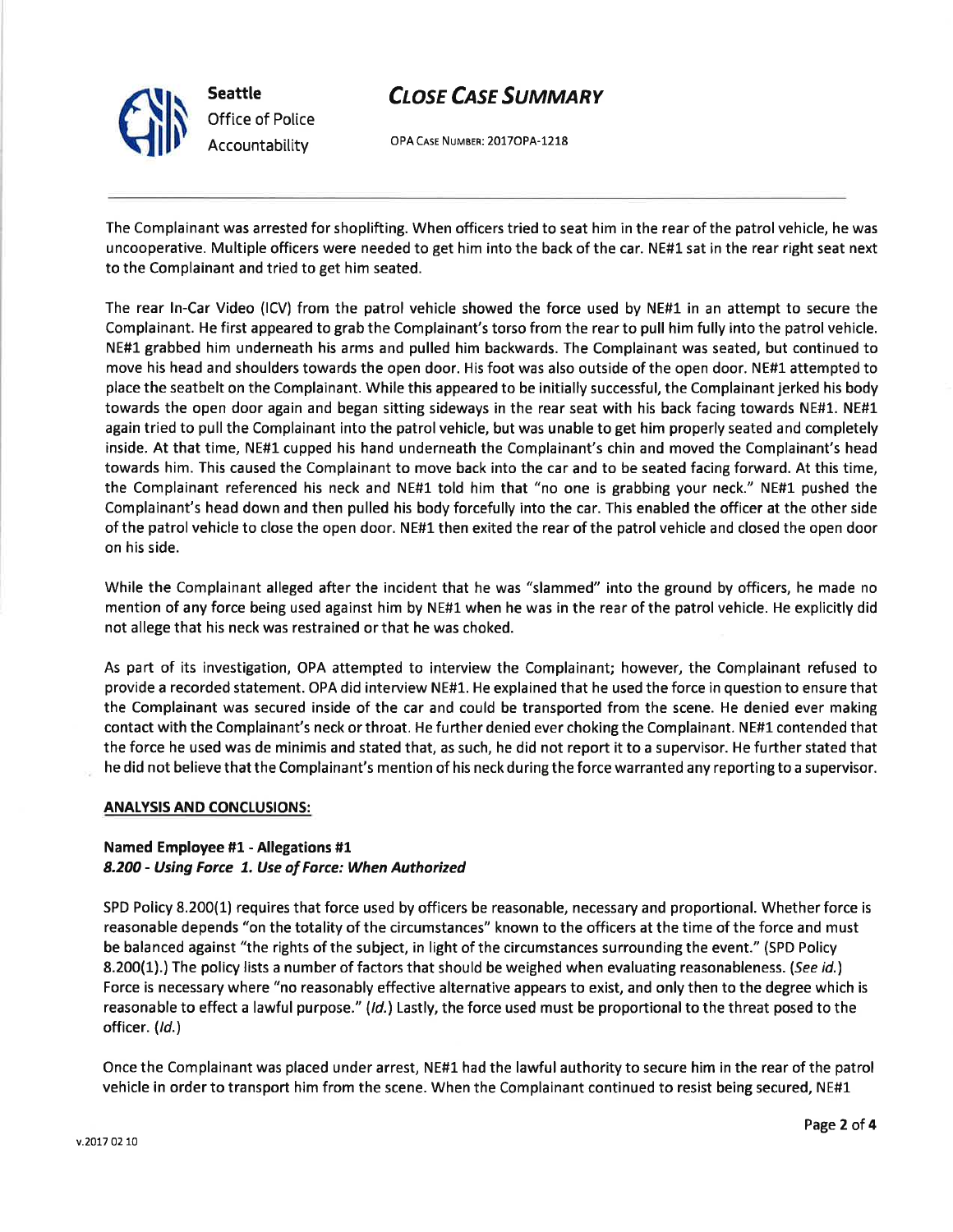The Complainant was arrested for shoplifting. When officers tried to seat him in the rear of the patrol vehicle, he was uncooperative. Multiple officers were needed to get him into the back of the car. NE#1 sat in the rear right seat next to the Complainant and tried to get him seated.

The rear In-Car Video (ICV) from the patrol vehicle showed the force used by NE#1 in an attempt to secure the Complainant. He first appeared to grab the Complainant's torso from the rear to pull him fully into the patrol vehicle. NE#1 grabbed him underneath his arms and pulled him backwards. The Complainant was seated, but continued to move his head and shoulders towards the open door. His foot was also outside of the open door. NE#1 attempted to place the seatbelt on the Complainant. While this appeared to be initially successful, the Complainant jerked his body towards the open door again and began sitting sideways in the rear seat with his back facing towards NE#1. NE#1 again tried to pull the Complainant into the patrol vehicle, but was unable to get him properly seated and completely inside. At that time, NE#1 cupped his hand underneath the Complainant's chin and moved the Complainant's head towards him. This caused the Complainant to move back into the car and to be seated facing forward. At this time, the Complainant referenced his neck and NE#1 told him that "no one is grabbing your neck." NE#1 pushed the Complainant's head down and then pulled his body forcefully into the car. This enabled the officer at the other side of the patrol vehicle to close the open door. NE#1 then exited the rear of the patrol vehicle and closed the open door on his side.

While the Complainant alleged after the incident that he was "slammed" into the ground by officers, he made no mention of any force being used against him by NE#1 when he was in the rear of the patrol vehicle. He explicitly did not allege that his neck was restrained or that he was choked.

As part of its investigation, OPA attempted to interview the Complainant; however, the Complainant refused to provide a recorded statement. OPA did interview NE#1. He explained that he used the force in question to ensure that the Complainant was secured inside of the car and could be transported from the scene. He denied ever making contact with the Complainant's neck or throat. He further denied ever choking the Complainant. NE#1 contended that the force he used was de minimis and stated that, as such, he did not report it to a supervisor. He further stated that he did not believe that the Complainant's mention of his neck during the force warranted any reporting to a supervisor.

**ANALYSIS AND CONCLUSIONS:**

**Named Employee #1 - Allegations #1**
***8.200 - Using Force 1. Use of Force: When Authorized***

SPD Policy 8.200(1) requires that force used by officers be reasonable, necessary and proportional. Whether force is reasonable depends "on the totality of the circumstances" known to the officers at the time of the force and must be balanced against "the rights of the subject, in light of the circumstances surrounding the event." (SPD Policy 8.200(1).) The policy lists a number of factors that should be weighed when evaluating reasonableness. (*See id.*) Force is necessary where "no reasonably effective alternative appears to exist, and only then to the degree which is reasonable to effect a lawful purpose." (*Id.*) Lastly, the force used must be proportional to the threat posed to the officer. (*Id.*)

Once the Complainant was placed under arrest, NE#1 had the lawful authority to secure him in the rear of the patrol vehicle in order to transport him from the scene. When the Complainant continued to resist being secured, NE#1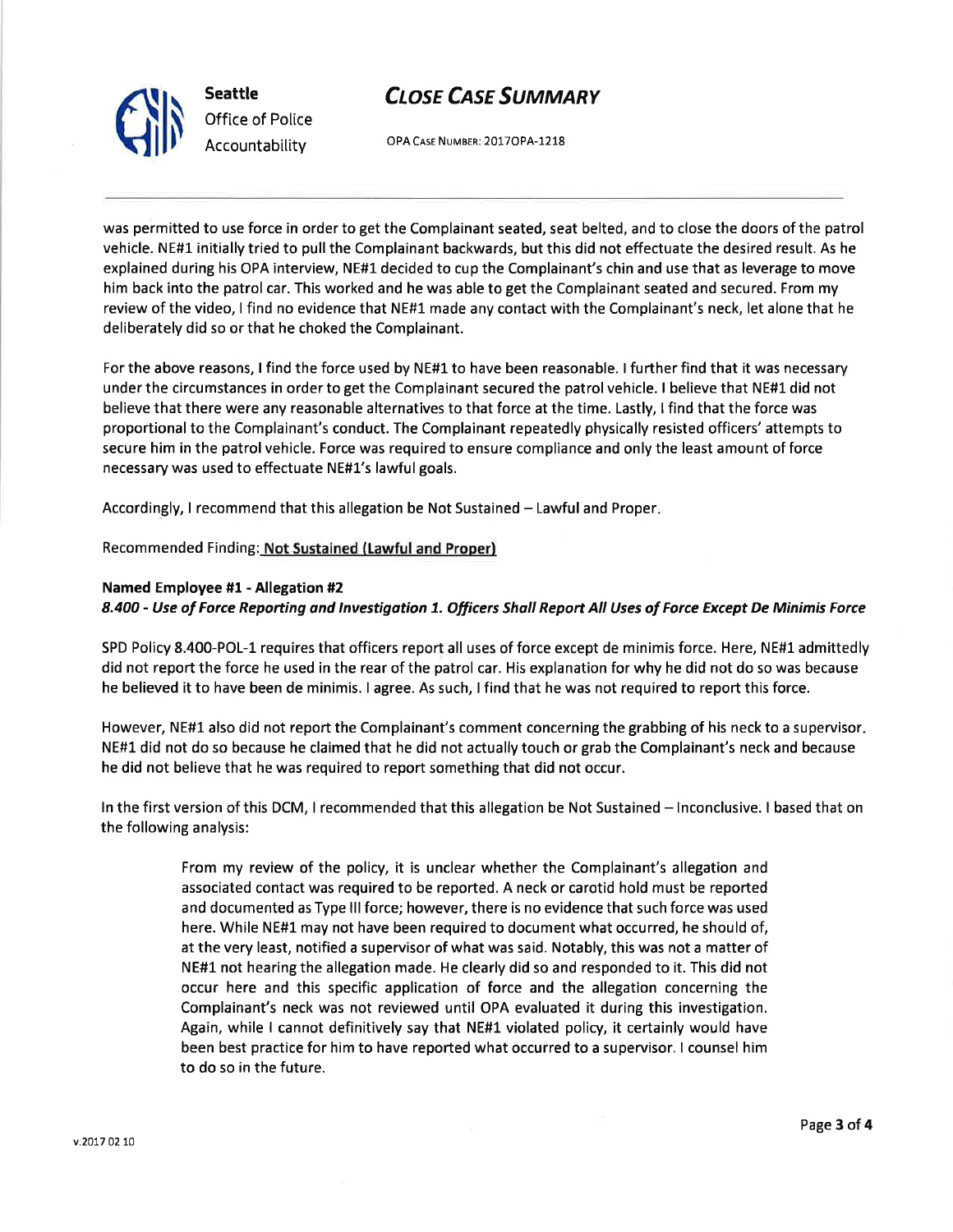was permitted to use force in order to get the Complainant seated, seat belted, and to close the doors of the patrol vehicle. NE#1 initially tried to pull the Complainant backwards, but this did not effectuate the desired result. As he explained during his OPA interview, NE#1 decided to cup the Complainant's chin and use that as leverage to move him back into the patrol car. This worked and he was able to get the Complainant seated and secured. From my review of the video, I find no evidence that NE#1 made any contact with the Complainant's neck, let alone that he deliberately did so or that he choked the Complainant.

For the above reasons, I find the force used by NE#1 to have been reasonable. I further find that it was necessary under the circumstances in order to get the Complainant secured the patrol vehicle. I believe that NE#1 did not believe that there were any reasonable alternatives to that force at the time. Lastly, I find that the force was proportional to the Complainant's conduct. The Complainant repeatedly physically resisted officers' attempts to secure him in the patrol vehicle. Force was required to ensure compliance and only the least amount of force necessary was used to effectuate NE#1's lawful goals.

Accordingly, I recommend that this allegation be Not Sustained – Lawful and Proper.

Recommended Finding: **Not Sustained (Lawful and Proper)**

**Named Employee #1 - Allegation #2**
***8.400 - Use of Force Reporting and Investigation 1. Officers Shall Report All Uses of Force Except De Minimis Force***

SPD Policy 8.400-POL-1 requires that officers report all uses of force except de minimis force. Here, NE#1 admittedly did not report the force he used in the rear of the patrol car. His explanation for why he did not do so was because he believed it to have been de minimis. I agree. As such, I find that he was not required to report this force.

However, NE#1 also did not report the Complainant's comment concerning the grabbing of his neck to a supervisor. NE#1 did not do so because he claimed that he did not actually touch or grab the Complainant's neck and because he did not believe that he was required to report something that did not occur.

In the first version of this DCM, I recommended that this allegation be Not Sustained – Inconclusive. I based that on the following analysis:

> From my review of the policy, it is unclear whether the Complainant's allegation and associated contact was required to be reported. A neck or carotid hold must be reported and documented as Type III force; however, there is no evidence that such force was used here. While NE#1 may not have been required to document what occurred, he should of, at the very least, notified a supervisor of what was said. Notably, this was not a matter of NE#1 not hearing the allegation made. He clearly did so and responded to it. This did not occur here and this specific application of force and the allegation concerning the Complainant's neck was not reviewed until OPA evaluated it during this investigation. Again, while I cannot definitively say that NE#1 violated policy, it certainly would have been best practice for him to have reported what occurred to a supervisor. I counsel him to do so in the future.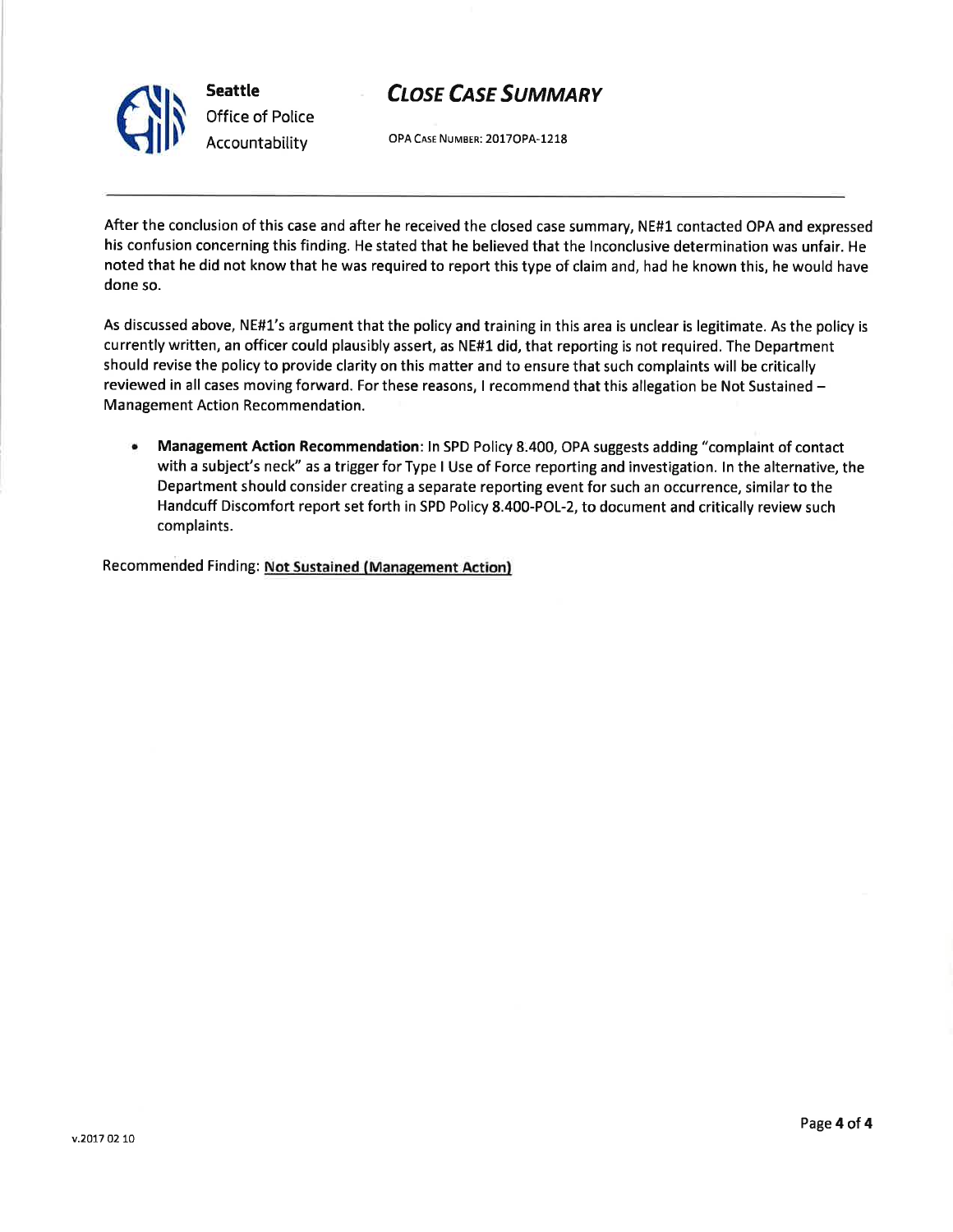After the conclusion of this case and after he received the closed case summary, NE#1 contacted OPA and expressed his confusion concerning this finding. He stated that he believed that the Inconclusive determination was unfair. He noted that he did not know that he was required to report this type of claim and, had he known this, he would have done so.

As discussed above, NE#1's argument that the policy and training in this area is unclear is legitimate. As the policy is currently written, an officer could plausibly assert, as NE#1 did, that reporting is not required. The Department should revise the policy to provide clarity on this matter and to ensure that such complaints will be critically reviewed in all cases moving forward. For these reasons, I recommend that this allegation be Not Sustained – Management Action Recommendation.

- **Management Action Recommendation**: In SPD Policy 8.400, OPA suggests adding "complaint of contact with a subject's neck" as a trigger for Type I Use of Force reporting and investigation. In the alternative, the Department should consider creating a separate reporting event for such an occurrence, similar to the Handcuff Discomfort report set forth in SPD Policy 8.400-POL-2, to document and critically review such complaints.

Recommended Finding: **Not Sustained (Management Action)**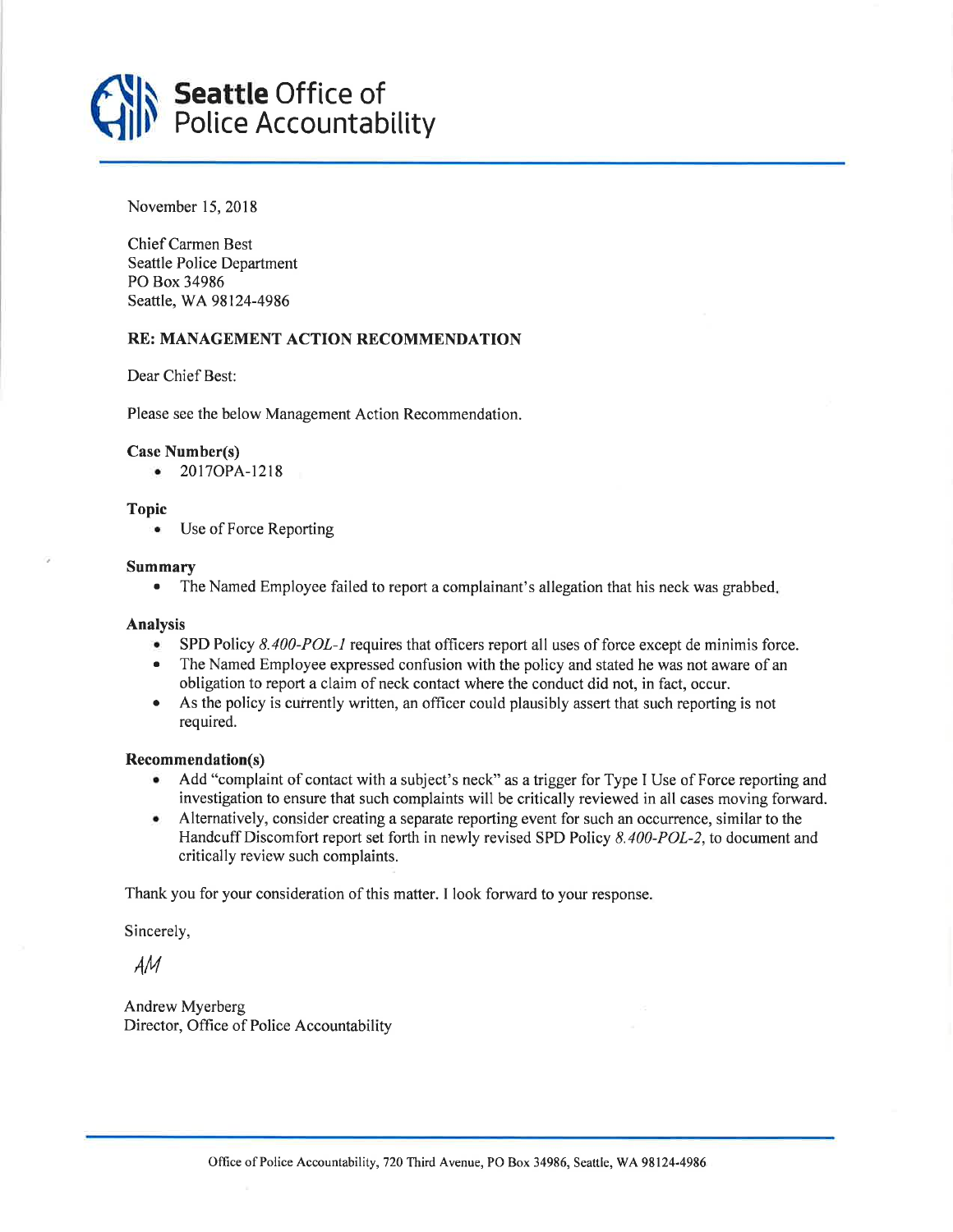# **Seattle** Office of Police Accountability

November 15, 2018

Chief Carmen Best
Seattle Police Department
PO Box 34986
Seattle, WA 98124-4986

**RE: MANAGEMENT ACTION RECOMMENDATION**

Dear Chief Best:

Please see the below Management Action Recommendation.

**Case Number(s)**

- 2017OPA-1218

**Topic**

- Use of Force Reporting

**Summary**

- The Named Employee failed to report a complainant's allegation that his neck was grabbed.

**Analysis**

- SPD Policy *8.400-POL-1* requires that officers report all uses of force except de minimis force.
- The Named Employee expressed confusion with the policy and stated he was not aware of an obligation to report a claim of neck contact where the conduct did not, in fact, occur.
- As the policy is currently written, an officer could plausibly assert that such reporting is not required.

**Recommendation(s)**

- Add "complaint of contact with a subject's neck" as a trigger for Type I Use of Force reporting and investigation to ensure that such complaints will be critically reviewed in all cases moving forward.
- Alternatively, consider creating a separate reporting event for such an occurrence, similar to the Handcuff Discomfort report set forth in newly revised SPD Policy *8.400-POL-2*, to document and critically review such complaints.

Thank you for your consideration of this matter. I look forward to your response.

Sincerely,

AM

Andrew Myerberg
Director, Office of Police Accountability

Office of Police Accountability, 720 Third Avenue, PO Box 34986, Seattle, WA 98124-4986